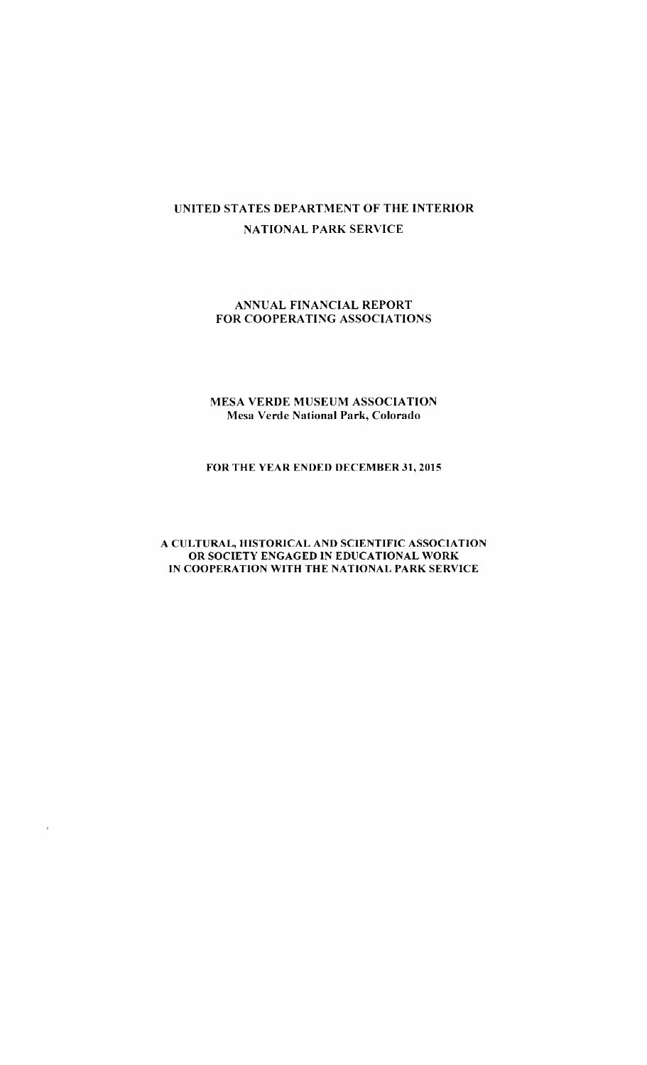# UNITED STATES DEPARTMENT OF THE INTERIOR
## NATIONAL PARK SERVICE

## ANNUAL FINANCIAL REPORT
## FOR COOPERATING ASSOCIATIONS

**MESA VERDE MUSEUM ASSOCIATION**
**Mesa Verde National Park, Colorado**

**FOR THE YEAR ENDED DECEMBER 31, 2015**

**A CULTURAL, HISTORICAL AND SCIENTIFIC ASSOCIATION OR SOCIETY ENGAGED IN EDUCATIONAL WORK IN COOPERATION WITH THE NATIONAL PARK SERVICE**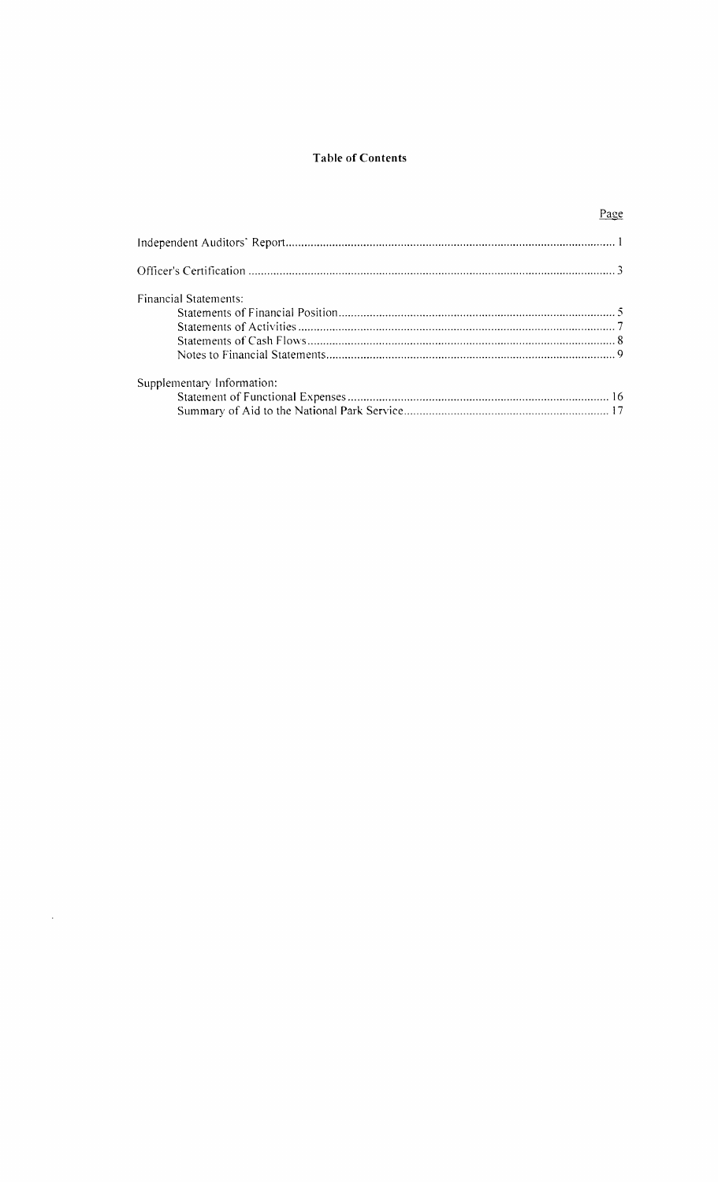# Table of Contents

| | Page |
|---|---|
| Independent Auditors' Report | 1 |
| Officer's Certification | 3 |
| Financial Statements: | |
| Statements of Financial Position | 5 |
| Statements of Activities | 7 |
| Statements of Cash Flows | 8 |
| Notes to Financial Statements | 9 |
| Supplementary Information: | |
| Statement of Functional Expenses | 16 |
| Summary of Aid to the National Park Service | 17 |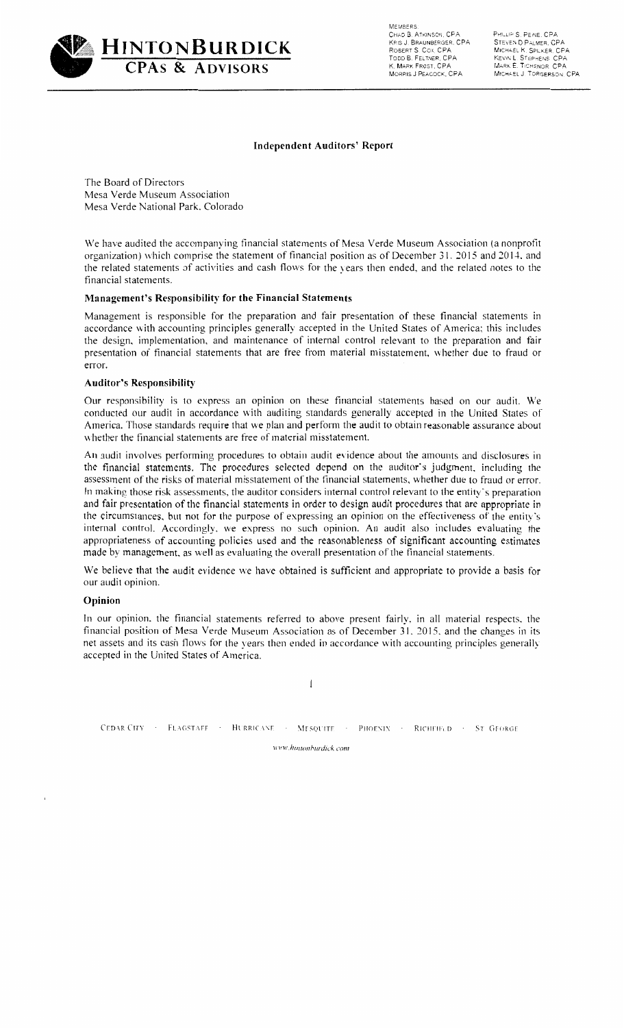## Independent Auditors' Report

The Board of Directors
Mesa Verde Museum Association
Mesa Verde National Park, Colorado

We have audited the accompanying financial statements of Mesa Verde Museum Association (a nonprofit organization) which comprise the statement of financial position as of December 31, 2015 and 2014, and the related statements of activities and cash flows for the years then ended, and the related notes to the financial statements.

### Management's Responsibility for the Financial Statements

Management is responsible for the preparation and fair presentation of these financial statements in accordance with accounting principles generally accepted in the United States of America; this includes the design, implementation, and maintenance of internal control relevant to the preparation and fair presentation of financial statements that are free from material misstatement, whether due to fraud or error.

### Auditor's Responsibility

Our responsibility is to express an opinion on these financial statements based on our audit. We conducted our audit in accordance with auditing standards generally accepted in the United States of America. Those standards require that we plan and perform the audit to obtain reasonable assurance about whether the financial statements are free of material misstatement.

An audit involves performing procedures to obtain audit evidence about the amounts and disclosures in the financial statements. The procedures selected depend on the auditor's judgment, including the assessment of the risks of material misstatement of the financial statements, whether due to fraud or error. In making those risk assessments, the auditor considers internal control relevant to the entity's preparation and fair presentation of the financial statements in order to design audit procedures that are appropriate in the circumstances, but not for the purpose of expressing an opinion on the effectiveness of the entity's internal control. Accordingly, we express no such opinion. An audit also includes evaluating the appropriateness of accounting policies used and the reasonableness of significant accounting estimates made by management, as well as evaluating the overall presentation of the financial statements.

We believe that the audit evidence we have obtained is sufficient and appropriate to provide a basis for our audit opinion.

### Opinion

In our opinion, the financial statements referred to above present fairly, in all material respects, the financial position of Mesa Verde Museum Association as of December 31, 2015, and the changes in its net assets and its cash flows for the years then ended in accordance with accounting principles generally accepted in the United States of America.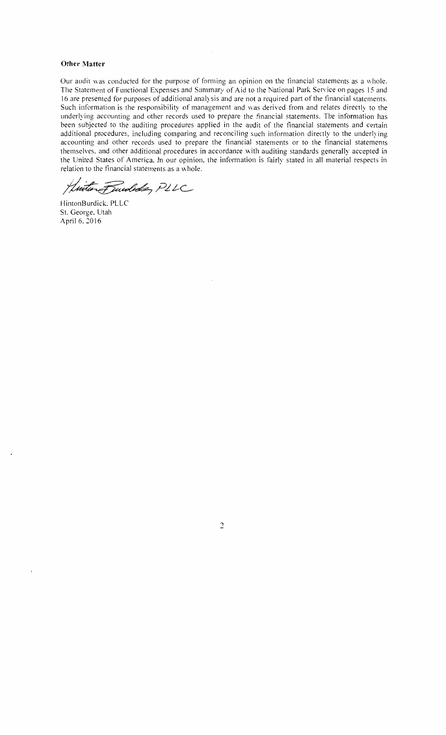**Other Matter**

Our audit was conducted for the purpose of forming an opinion on the financial statements as a whole. The Statement of Functional Expenses and Summary of Aid to the National Park Service on pages 15 and 16 are presented for purposes of additional analysis and are not a required part of the financial statements. Such information is the responsibility of management and was derived from and relates directly to the underlying accounting and other records used to prepare the financial statements. The information has been subjected to the auditing procedures applied in the audit of the financial statements and certain additional procedures, including comparing and reconciling such information directly to the underlying accounting and other records used to prepare the financial statements or to the financial statements themselves, and other additional procedures in accordance with auditing standards generally accepted in the United States of America. In our opinion, the information is fairly stated in all material respects in relation to the financial statements as a whole.

HintonBurdick, PLLC

HintonBurdick, PLLC
St. George, Utah
April 6, 2016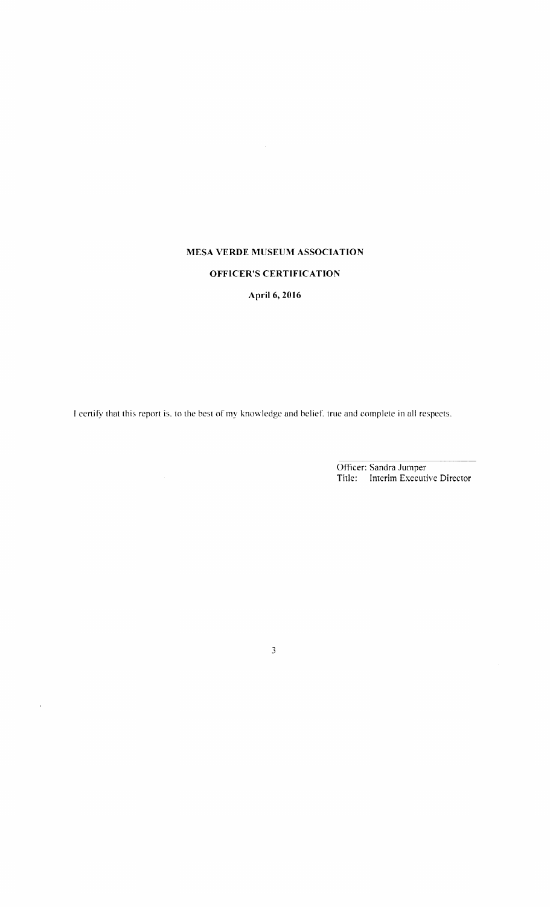**MESA VERDE MUSEUM ASSOCIATION**

**OFFICER'S CERTIFICATION**

**April 6, 2016**

I certify that this report is, to the best of my knowledge and belief, true and complete in all respects.

Officer: Sandra Jumper
Title: Interim Executive Director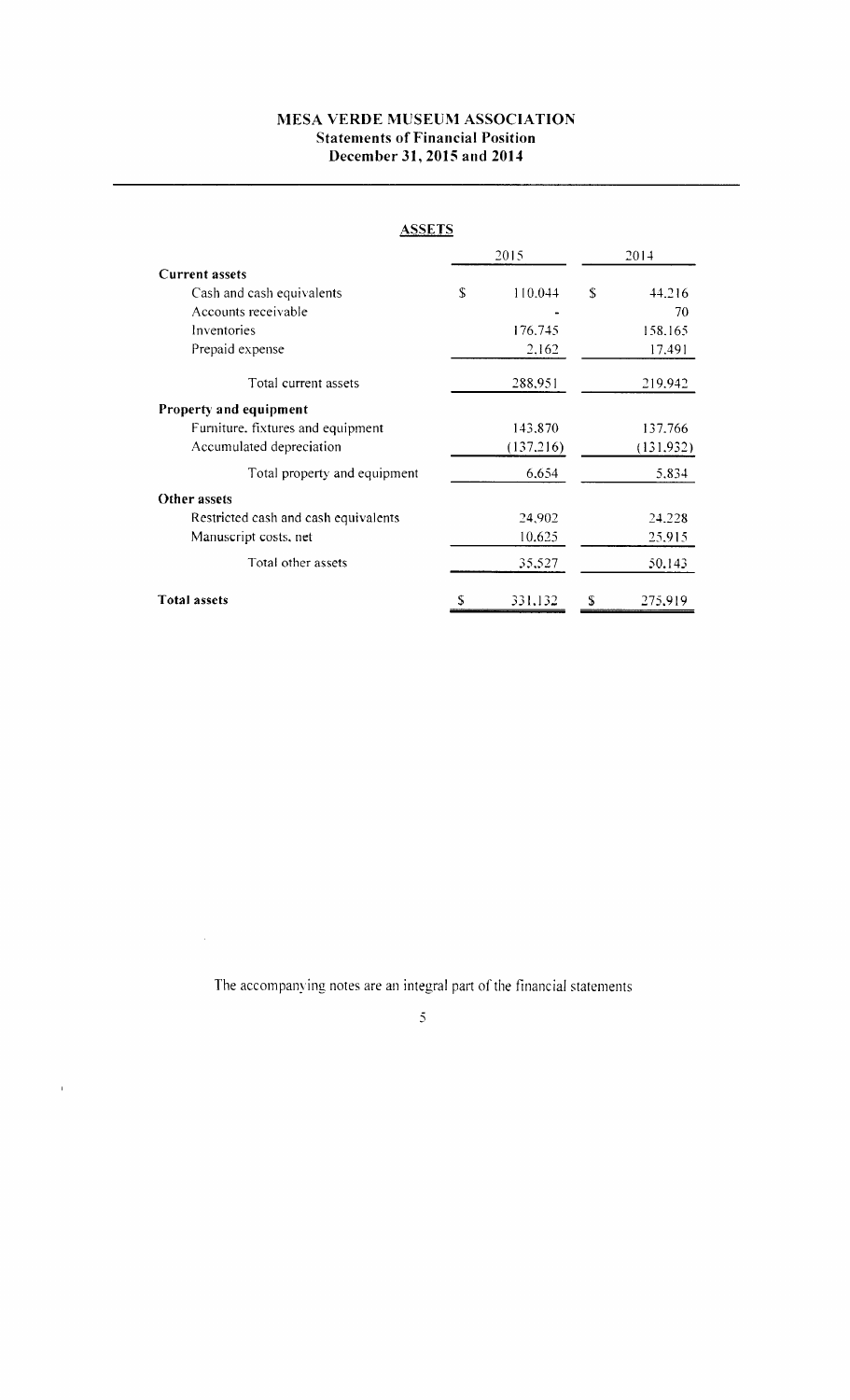# MESA VERDE MUSEUM ASSOCIATION
## Statements of Financial Position
## December 31, 2015 and 2014

### ASSETS

| | 2015 | 2014 |
|---|---|---|
| **Current assets** | | |
| Cash and cash equivalents | $ 110,044 | $ 44,216 |
| Accounts receivable | - | 70 |
| Inventories | 176,745 | 158,165 |
| Prepaid expense | 2,162 | 17,491 |
| Total current assets | 288,951 | 219,942 |
| **Property and equipment** | | |
| Furniture, fixtures and equipment | 143,870 | 137,766 |
| Accumulated depreciation | (137,216) | (131,932) |
| Total property and equipment | 6,654 | 5,834 |
| **Other assets** | | |
| Restricted cash and cash equivalents | 24,902 | 24,228 |
| Manuscript costs, net | 10,625 | 25,915 |
| Total other assets | 35,527 | 50,143 |
| **Total assets** | $ 331,132 | $ 275,919 |

The accompanying notes are an integral part of the financial statements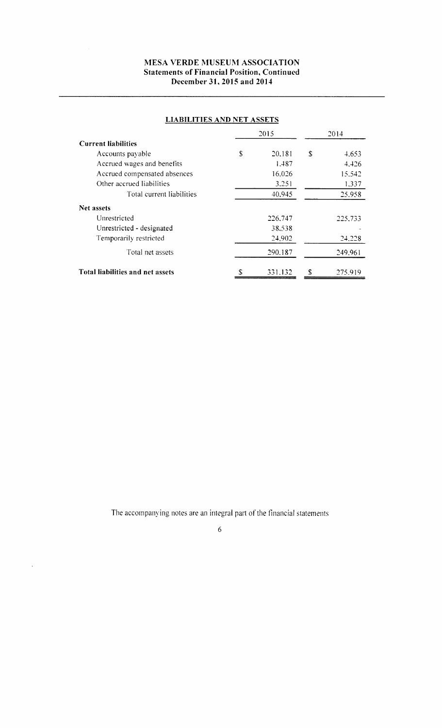# MESA VERDE MUSEUM ASSOCIATION
## Statements of Financial Position, Continued
### December 31, 2015 and 2014

**LIABILITIES AND NET ASSETS**

| | 2015 | 2014 |
|---|---|---|
| **Current liabilities** | | |
| Accounts payable | $ 20,181 | $ 4,653 |
| Accrued wages and benefits | 1,487 | 4,426 |
| Accrued compensated absences | 16,026 | 15,542 |
| Other accrued liabilities | 3,251 | 1,337 |
| Total current liabilities | 40,945 | 25,958 |
| **Net assets** | | |
| Unrestricted | 226,747 | 225,733 |
| Unrestricted - designated | 38,538 | - |
| Temporarily restricted | 24,902 | 24,228 |
| Total net assets | 290,187 | 249,961 |
| **Total liabilities and net assets** | $ 331,132 | $ 275,919 |

The accompanying notes are an integral part of the financial statements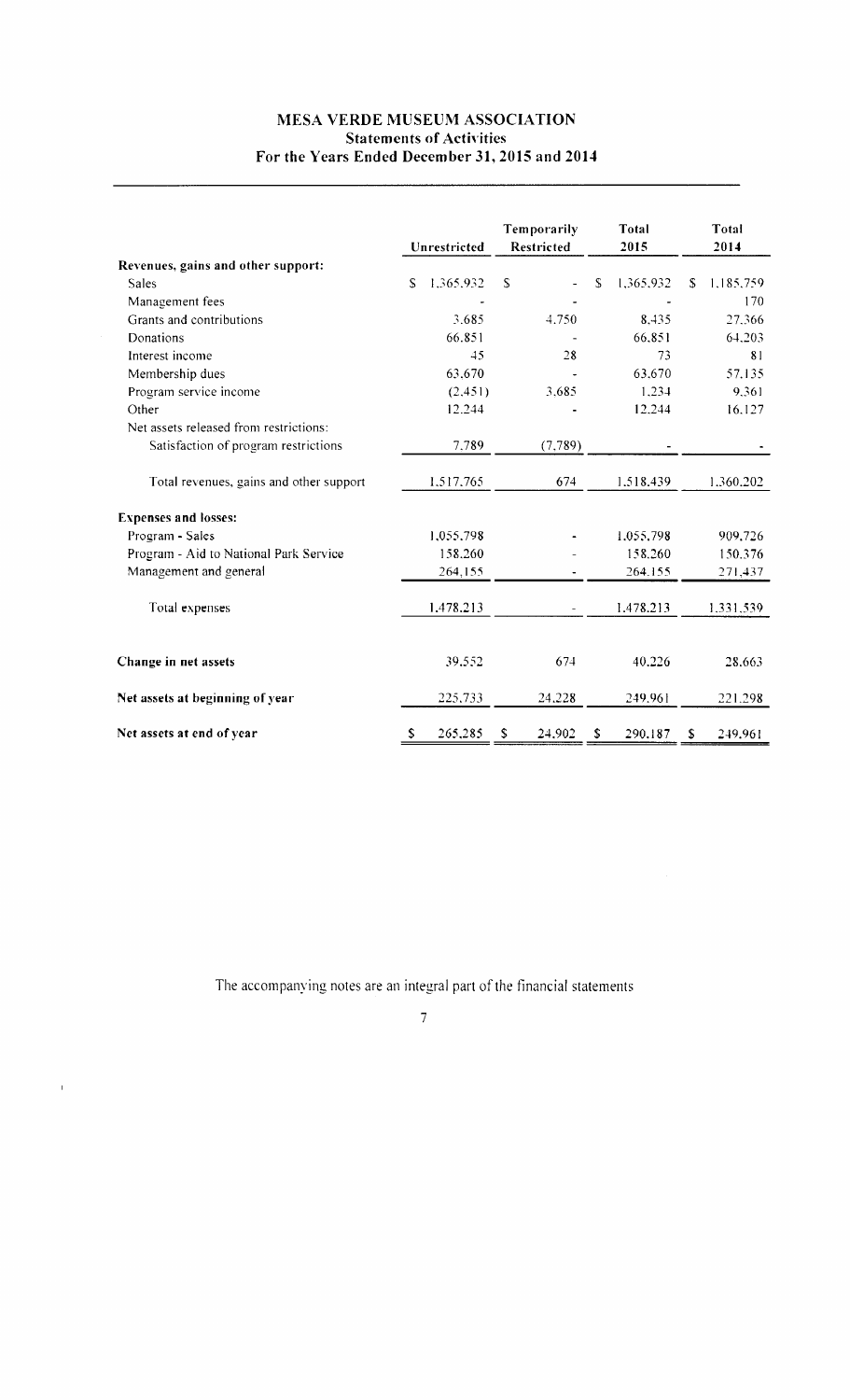# MESA VERDE MUSEUM ASSOCIATION
## Statements of Activities
### For the Years Ended December 31, 2015 and 2014

| | Unrestricted | Temporarily Restricted | Total 2015 | Total 2014 |
|---|---|---|---|---|
| **Revenues, gains and other support:** | | | | |
| Sales | $ 1,365,932 | $ - | $ 1,365,932 | $ 1,185,759 |
| Management fees | - | - | - | 170 |
| Grants and contributions | 3,685 | 4,750 | 8,435 | 27,366 |
| Donations | 66,851 | - | 66,851 | 64,203 |
| Interest income | 45 | 28 | 73 | 81 |
| Membership dues | 63,670 | - | 63,670 | 57,135 |
| Program service income | (2,451) | 3,685 | 1,234 | 9,361 |
| Other | 12,244 | - | 12,244 | 16,127 |
| Net assets released from restrictions: | | | | |
| Satisfaction of program restrictions | 7,789 | (7,789) | - | - |
| Total revenues, gains and other support | 1,517,765 | 674 | 1,518,439 | 1,360,202 |
| **Expenses and losses:** | | | | |
| Program - Sales | 1,055,798 | - | 1,055,798 | 909,726 |
| Program - Aid to National Park Service | 158,260 | - | 158,260 | 150,376 |
| Management and general | 264,155 | - | 264,155 | 271,437 |
| Total expenses | 1,478,213 | - | 1,478,213 | 1,331,539 |
| **Change in net assets** | 39,552 | 674 | 40,226 | 28,663 |
| **Net assets at beginning of year** | 225,733 | 24,228 | 249,961 | 221,298 |
| **Net assets at end of year** | $ 265,285 | $ 24,902 | $ 290,187 | $ 249,961 |

The accompanying notes are an integral part of the financial statements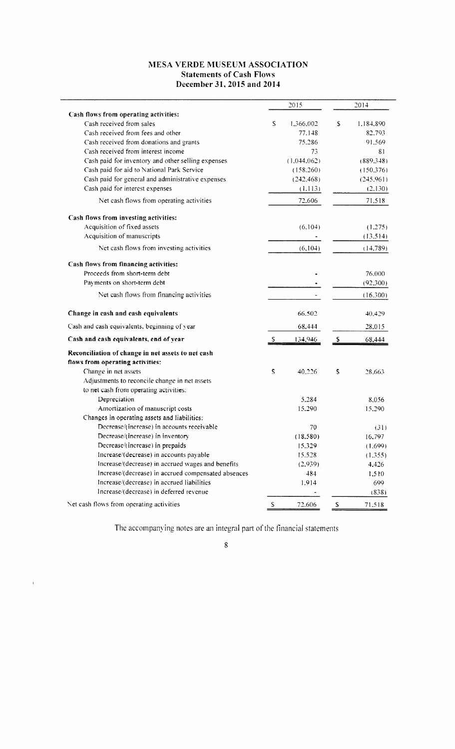# MESA VERDE MUSEUM ASSOCIATION

## Statements of Cash Flows

### December 31, 2015 and 2014

| | 2015 | 2014 |
|---|---|---|
| **Cash flows from operating activities:** | | |
| Cash received from sales | $ 1,366,002 | $ 1,184,890 |
| Cash received from fees and other | 77,148 | 82,793 |
| Cash received from donations and grants | 75,286 | 91,569 |
| Cash received from interest income | 73 | 81 |
| Cash paid for inventory and other selling expenses | (1,044,062) | (889,348) |
| Cash paid for aid to National Park Service | (158,260) | (150,376) |
| Cash paid for general and administrative expenses | (242,468) | (245,961) |
| Cash paid for interest expenses | (1,113) | (2,130) |
| Net cash flows from operating activities | 72,606 | 71,518 |
| **Cash flows from investing activities:** | | |
| Acquisition of fixed assets | (6,104) | (1,275) |
| Acquisition of manuscripts | - | (13,514) |
| Net cash flows from investing activities | (6,104) | (14,789) |
| **Cash flows from financing activities:** | | |
| Proceeds from short-term debt | - | 76,000 |
| Payments on short-term debt | - | (92,300) |
| Net cash flows from financing activities | - | (16,300) |
| **Change in cash and cash equivalents** | 66,502 | 40,429 |
| Cash and cash equivalents, beginning of year | 68,444 | 28,015 |
| **Cash and cash equivalents, end of year** | $ 134,946 | $ 68,444 |
| **Reconciliation of change in net assets to net cash flows from operating activities:** | | |
| Change in net assets | $ 40,226 | $ 28,663 |
| Adjustments to reconcile change in net assets to net cash from operating activities: | | |
| Depreciation | 5,284 | 8,056 |
| Amortization of manuscript costs | 15,290 | 15,290 |
| Changes in operating assets and liabilities: | | |
| Decrease/(increase) in accounts receivable | 70 | (31) |
| Decrease/(increase) in inventory | (18,580) | 16,797 |
| Decrease/(increase) in prepaids | 15,329 | (1,699) |
| Increase/(decrease) in accounts payable | 15,528 | (1,355) |
| Increase/(decrease) in accrued wages and benefits | (2,939) | 4,426 |
| Increase/(decrease) in accrued compensated absences | 484 | 1,510 |
| Increase/(decrease) in accrued liabilities | 1,914 | 699 |
| Increase/(decrease) in deferred revenue | - | (838) |
| Net cash flows from operating activities | $ 72,606 | $ 71,518 |

The accompanying notes are an integral part of the financial statements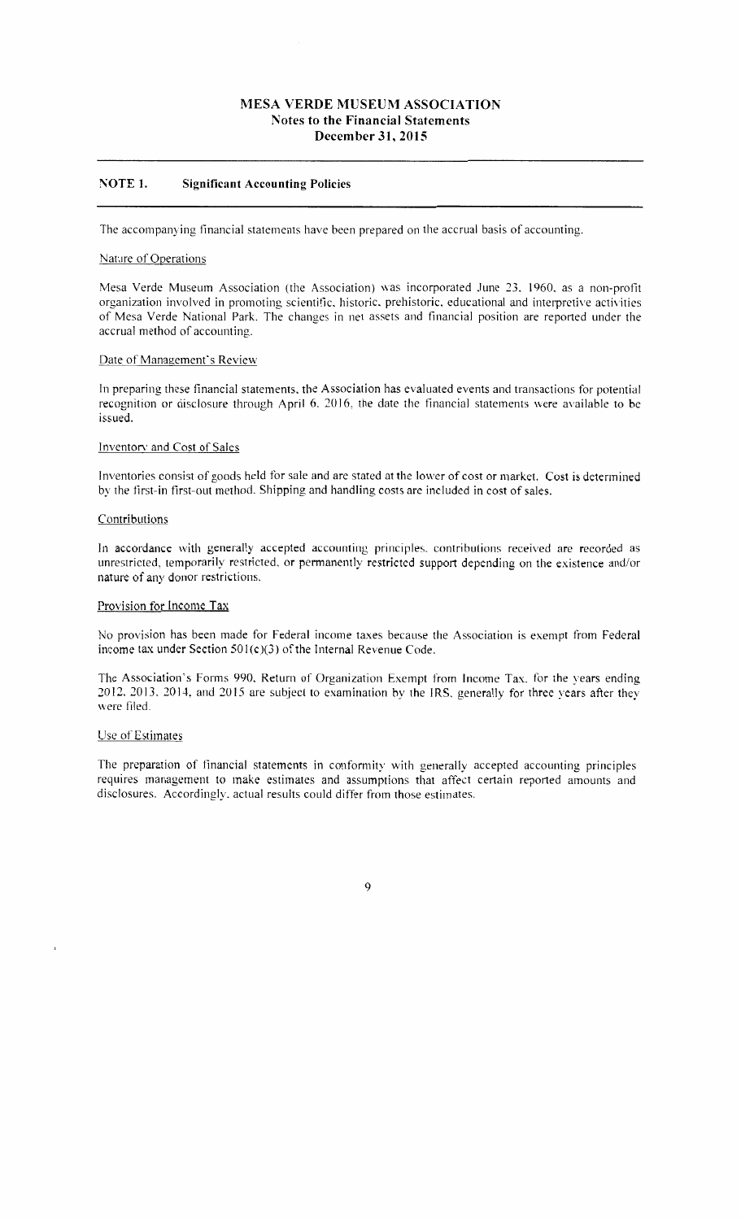# MESA VERDE MUSEUM ASSOCIATION
## Notes to the Financial Statements
## December 31, 2015

### NOTE 1. Significant Accounting Policies

The accompanying financial statements have been prepared on the accrual basis of accounting.

#### Nature of Operations

Mesa Verde Museum Association (the Association) was incorporated June 23, 1960, as a non-profit organization involved in promoting scientific, historic, prehistoric, educational and interpretive activities of Mesa Verde National Park. The changes in net assets and financial position are reported under the accrual method of accounting.

#### Date of Management's Review

In preparing these financial statements, the Association has evaluated events and transactions for potential recognition or disclosure through April 6, 2016, the date the financial statements were available to be issued.

#### Inventory and Cost of Sales

Inventories consist of goods held for sale and are stated at the lower of cost or market. Cost is determined by the first-in first-out method. Shipping and handling costs are included in cost of sales.

#### Contributions

In accordance with generally accepted accounting principles, contributions received are recorded as unrestricted, temporarily restricted, or permanently restricted support depending on the existence and/or nature of any donor restrictions.

#### Provision for Income Tax

No provision has been made for Federal income taxes because the Association is exempt from Federal income tax under Section 501(c)(3) of the Internal Revenue Code.

The Association's Forms 990, Return of Organization Exempt from Income Tax, for the years ending 2012, 2013, 2014, and 2015 are subject to examination by the IRS, generally for three years after they were filed.

#### Use of Estimates

The preparation of financial statements in conformity with generally accepted accounting principles requires management to make estimates and assumptions that affect certain reported amounts and disclosures. Accordingly, actual results could differ from those estimates.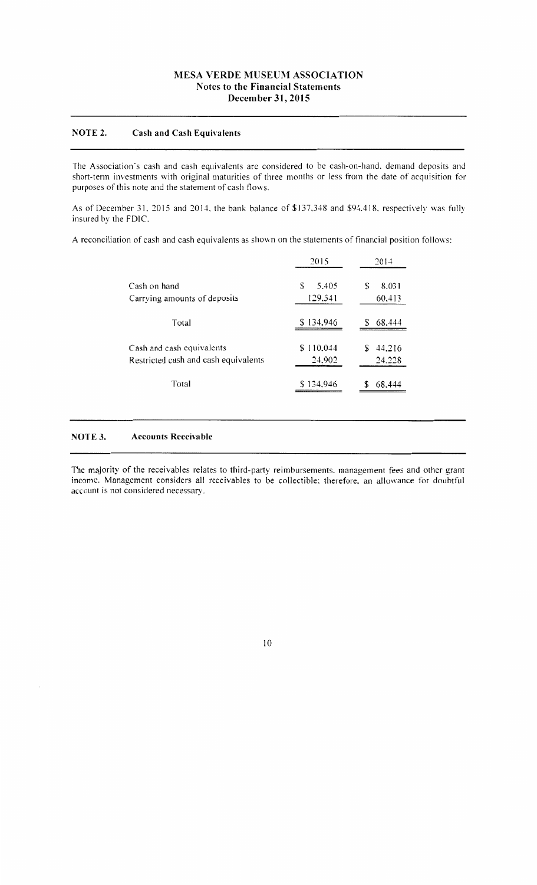# MESA VERDE MUSEUM ASSOCIATION
## Notes to the Financial Statements
## December 31, 2015

### NOTE 2. Cash and Cash Equivalents

The Association's cash and cash equivalents are considered to be cash-on-hand, demand deposits and short-term investments with original maturities of three months or less from the date of acquisition for purposes of this note and the statement of cash flows.

As of December 31, 2015 and 2014, the bank balance of $137,348 and $94,418, respectively was fully insured by the FDIC.

A reconciliation of cash and cash equivalents as shown on the statements of financial position follows:

| | 2015 | 2014 |
|---|---|---|
| Cash on hand | $ 5,405 | $ 8,031 |
| Carrying amounts of deposits | 129,541 | 60,413 |
| Total | $ 134,946 | $ 68,444 |
| Cash and cash equivalents | $ 110,044 | $ 44,216 |
| Restricted cash and cash equivalents | 24,902 | 24,228 |
| Total | $ 134,946 | $ 68,444 |

### NOTE 3. Accounts Receivable

The majority of the receivables relates to third-party reimbursements, management fees and other grant income. Management considers all receivables to be collectible; therefore, an allowance for doubtful account is not considered necessary.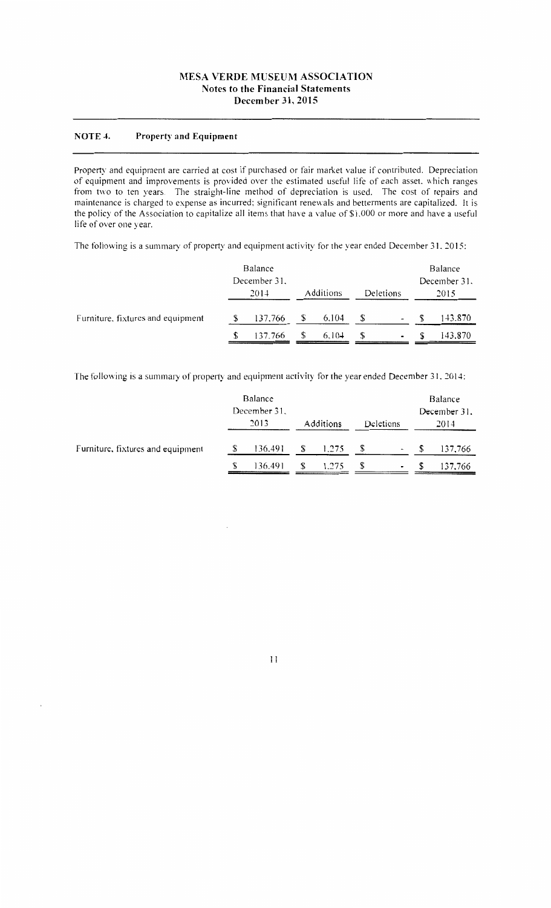## MESA VERDE MUSEUM ASSOCIATION
### Notes to the Financial Statements
### December 31, 2015

---

### NOTE 4. Property and Equipment

---

Property and equipment are carried at cost if purchased or fair market value if contributed. Depreciation of equipment and improvements is provided over the estimated useful life of each asset, which ranges from two to ten years. The straight-line method of depreciation is used. The cost of repairs and maintenance is charged to expense as incurred; significant renewals and betterments are capitalized. It is the policy of the Association to capitalize all items that have a value of $1,000 or more and have a useful life of over one year.

The following is a summary of property and equipment activity for the year ended December 31, 2015:

| | Balance December 31, 2014 | Additions | Deletions | Balance December 31, 2015 |
|---|---|---|---|---|
| Furniture, fixtures and equipment | $ 137,766 | $ 6,104 | $ - | $ 143,870 |
| | $ 137,766 | $ 6,104 | $ - | $ 143,870 |

The following is a summary of property and equipment activity for the year ended December 31, 2014:

| | Balance December 31, 2013 | Additions | Deletions | Balance December 31, 2014 |
|---|---|---|---|---|
| Furniture, fixtures and equipment | $ 136,491 | $ 1,275 | $ - | $ 137,766 |
| | $ 136,491 | $ 1,275 | $ - | $ 137,766 |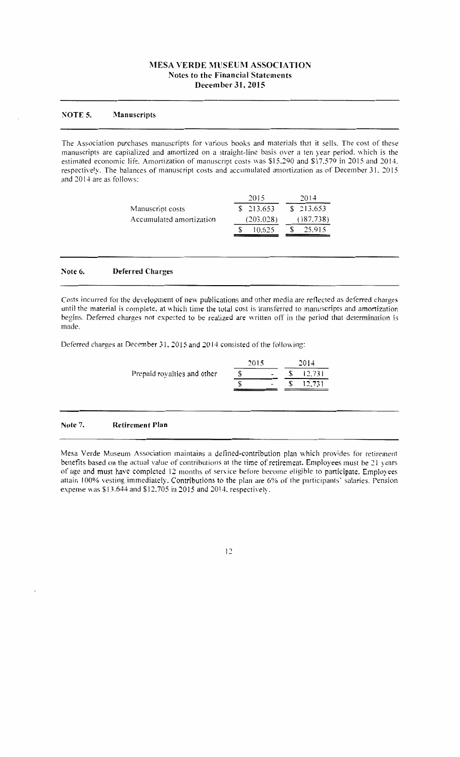# MESA VERDE MUSEUM ASSOCIATION
## Notes to the Financial Statements
## December 31, 2015

### NOTE 5. Manuscripts

The Association purchases manuscripts for various books and materials that it sells. The cost of these manuscripts are capitalized and amortized on a straight-line basis over a ten year period, which is the estimated economic life. Amortization of manuscript costs was $15,290 and $17,579 in 2015 and 2014, respectively. The balances of manuscript costs and accumulated amortization as of December 31, 2015 and 2014 are as follows:

| | 2015 | 2014 |
|---|---|---|
| Manuscript costs | $ 213,653 | $ 213,653 |
| Accumulated amortization | (203,028) | (187,738) |
| | $ 10,625 | $ 25,915 |

### Note 6. Deferred Charges

Costs incurred for the development of new publications and other media are reflected as deferred charges until the material is complete, at which time the total cost is transferred to manuscripts and amortization begins. Deferred charges not expected to be realized are written off in the period that determination is made.

Deferred charges at December 31, 2015 and 2014 consisted of the following:

| | 2015 | 2014 |
|---|---|---|
| Prepaid royalties and other | $ - | $ 12,731 |
| | $ - | $ 12,731 |

### Note 7. Retirement Plan

Mesa Verde Museum Association maintains a defined-contribution plan which provides for retirement benefits based on the actual value of contributions at the time of retirement. Employees must be 21 years of age and must have completed 12 months of service before become eligible to participate. Employees attain 100% vesting immediately. Contributions to the plan are 6% of the participants' salaries. Pension expense was $13,644 and $12,705 in 2015 and 2014, respectively.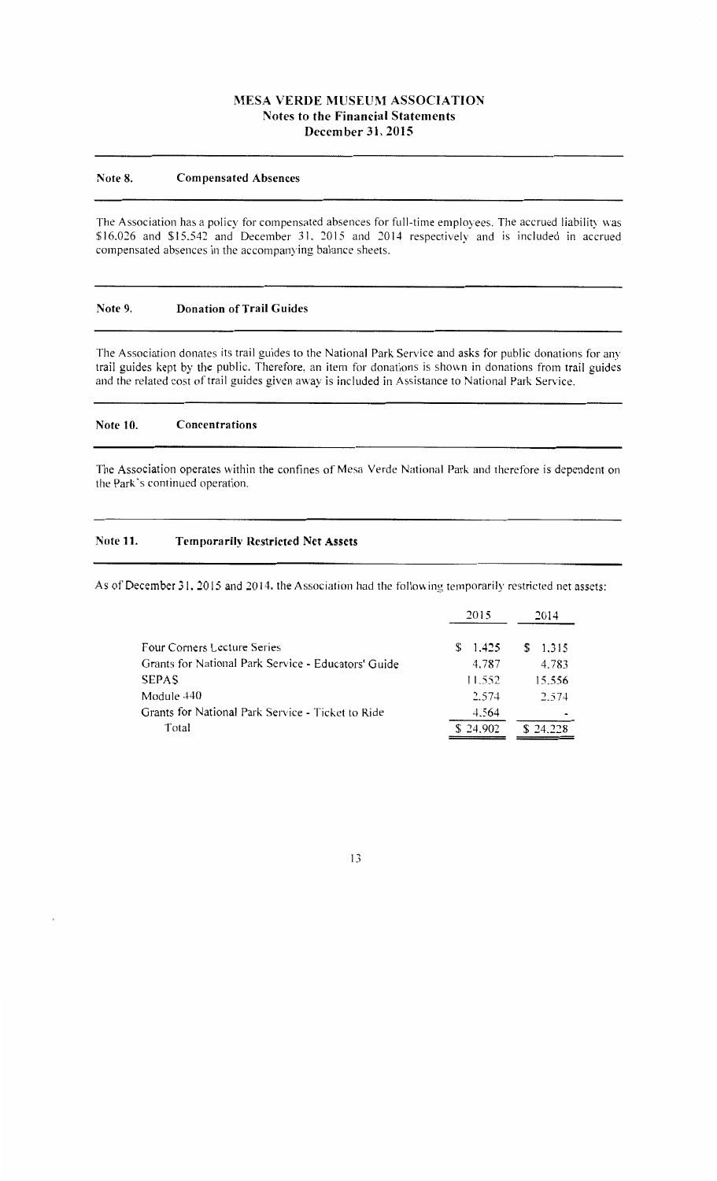# MESA VERDE MUSEUM ASSOCIATION
## Notes to the Financial Statements
## December 31, 2015

### Note 8. Compensated Absences

The Association has a policy for compensated absences for full-time employees. The accrued liability was \$16,026 and \$15,542 and December 31, 2015 and 2014 respectively and is included in accrued compensated absences in the accompanying balance sheets.

### Note 9. Donation of Trail Guides

The Association donates its trail guides to the National Park Service and asks for public donations for any trail guides kept by the public. Therefore, an item for donations is shown in donations from trail guides and the related cost of trail guides given away is included in Assistance to National Park Service.

### Note 10. Concentrations

The Association operates within the confines of Mesa Verde National Park and therefore is dependent on the Park's continued operation.

### Note 11. Temporarily Restricted Net Assets

As of December 31, 2015 and 2014, the Association had the following temporarily restricted net assets:

| | 2015 | 2014 |
|---|---|---|
| Four Corners Lecture Series | \$ 1,425 | \$ 1,315 |
| Grants for National Park Service - Educators' Guide | 4,787 | 4,783 |
| SEPAS | 11,552 | 15,556 |
| Module 440 | 2,574 | 2,574 |
| Grants for National Park Service - Ticket to Ride | 4,564 | - |
| Total | \$ 24,902 | \$ 24,228 |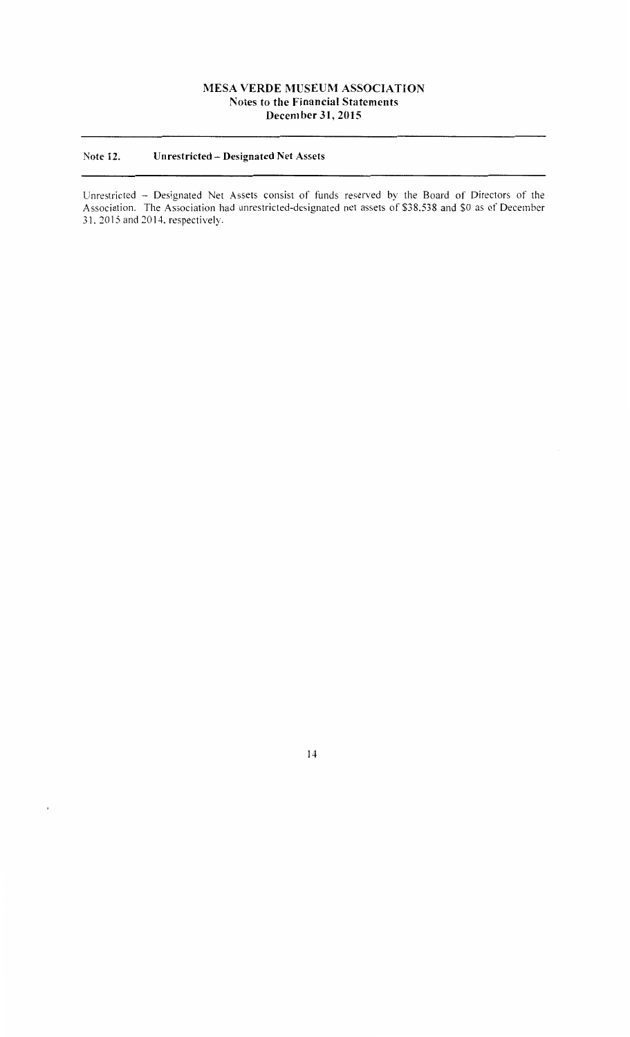## Note 12. Unrestricted – Designated Net Assets

Unrestricted – Designated Net Assets consist of funds reserved by the Board of Directors of the Association. The Association had unrestricted-designated net assets of $38,538 and $0 as of December 31, 2015 and 2014, respectively.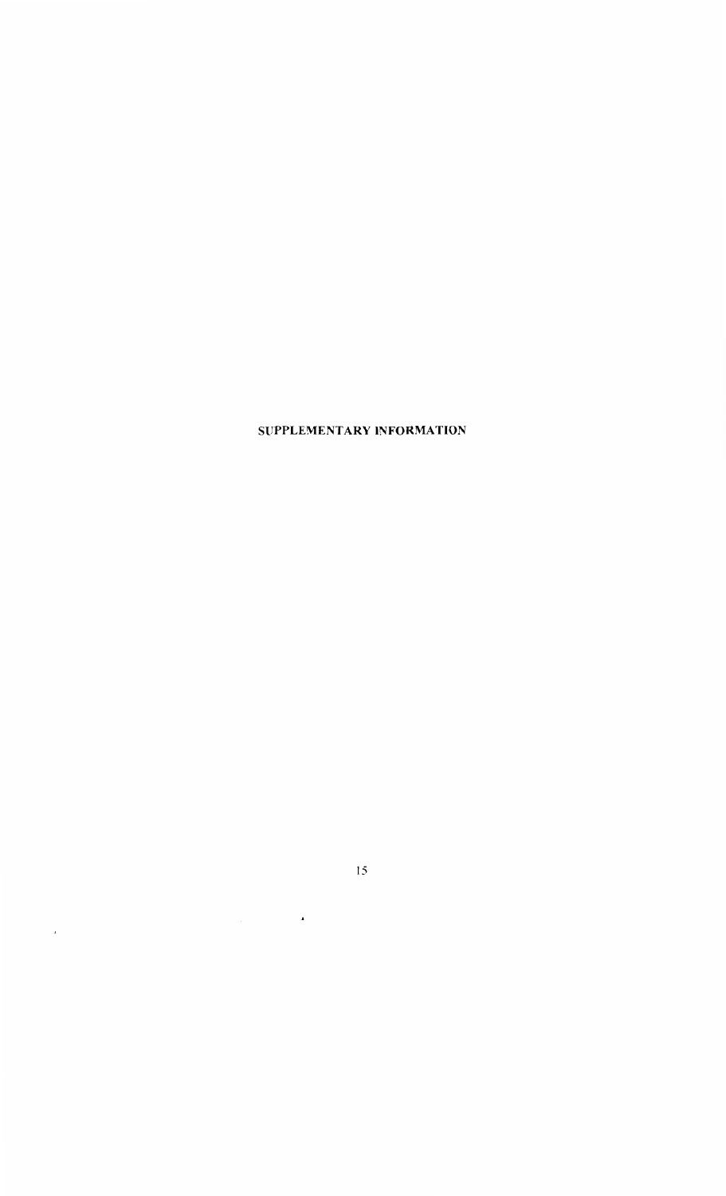# SUPPLEMENTARY INFORMATION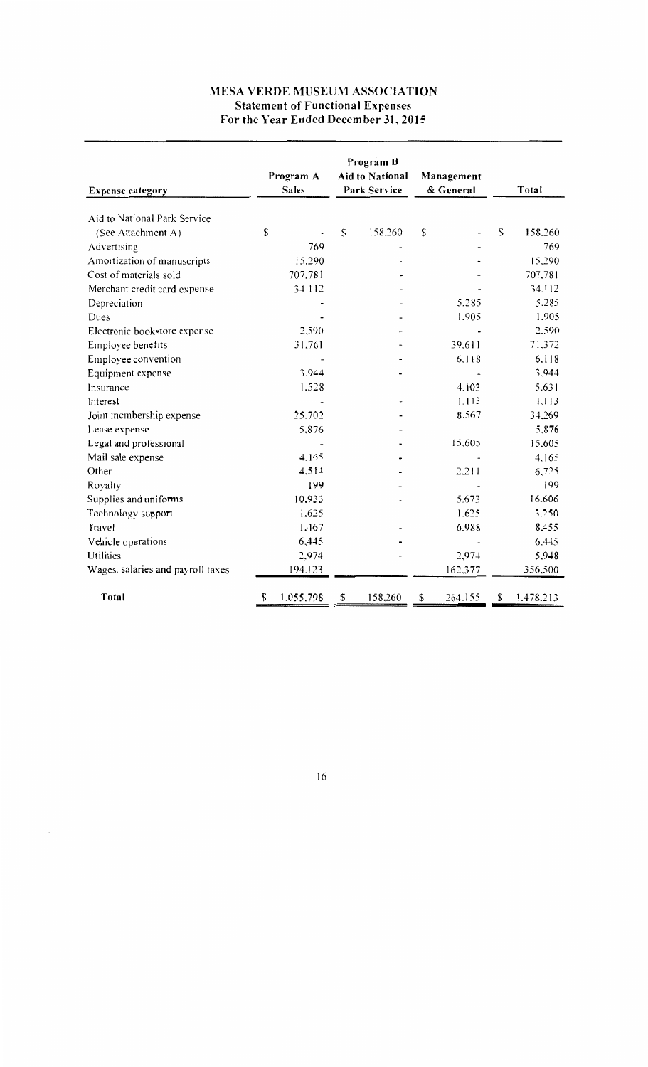# MESA VERDE MUSEUM ASSOCIATION
## Statement of Functional Expenses
### For the Year Ended December 31, 2015

| Expense category | Program A Sales | Program B Aid to National Park Service | Management & General | Total |
|---|---|---|---|---|
| Aid to National Park Service (See Attachment A) | $ - | $ 158,260 | $ - | $ 158,260 |
| Advertising | 769 | - | - | 769 |
| Amortization of manuscripts | 15,290 | - | - | 15,290 |
| Cost of materials sold | 707,781 | - | - | 707,781 |
| Merchant credit card expense | 34,112 | - | - | 34,112 |
| Depreciation | - | - | 5,285 | 5,285 |
| Dues | - | - | 1,905 | 1,905 |
| Electronic bookstore expense | 2,590 | - | - | 2,590 |
| Employee benefits | 31,761 | - | 39,611 | 71,372 |
| Employee convention | - | - | 6,118 | 6,118 |
| Equipment expense | 3,944 | - | - | 3,944 |
| Insurance | 1,528 | - | 4,103 | 5,631 |
| Interest | - | - | 1,113 | 1,113 |
| Joint membership expense | 25,702 | - | 8,567 | 34,269 |
| Lease expense | 5,876 | - | - | 5,876 |
| Legal and professional | - | - | 15,605 | 15,605 |
| Mail sale expense | 4,165 | - | - | 4,165 |
| Other | 4,514 | - | 2,211 | 6,725 |
| Royalty | 199 | - | - | 199 |
| Supplies and uniforms | 10,933 | - | 5,673 | 16,606 |
| Technology support | 1,625 | - | 1,625 | 3,250 |
| Travel | 1,467 | - | 6,988 | 8,455 |
| Vehicle operations | 6,445 | - | - | 6,445 |
| Utilities | 2,974 | - | 2,974 | 5,948 |
| Wages, salaries and payroll taxes | 194,123 | - | 162,377 | 356,500 |
| **Total** | $ 1,055,798 | $ 158,260 | $ 264,155 | $ 1,478,213 |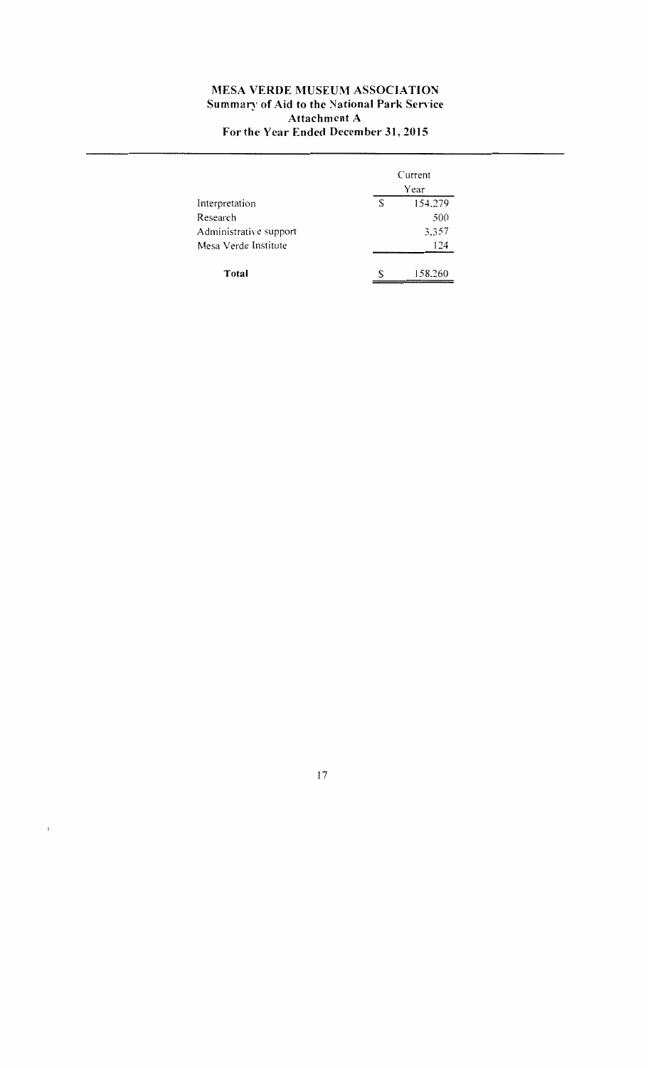# MESA VERDE MUSEUM ASSOCIATION
## Summary of Aid to the National Park Service
### Attachment A
### For the Year Ended December 31, 2015

| | Current Year |
|---|---|
| Interpretation | $ 154,279 |
| Research | 500 |
| Administrative support | 3,357 |
| Mesa Verde Institute | 124 |
| **Total** | $ 158,260 |